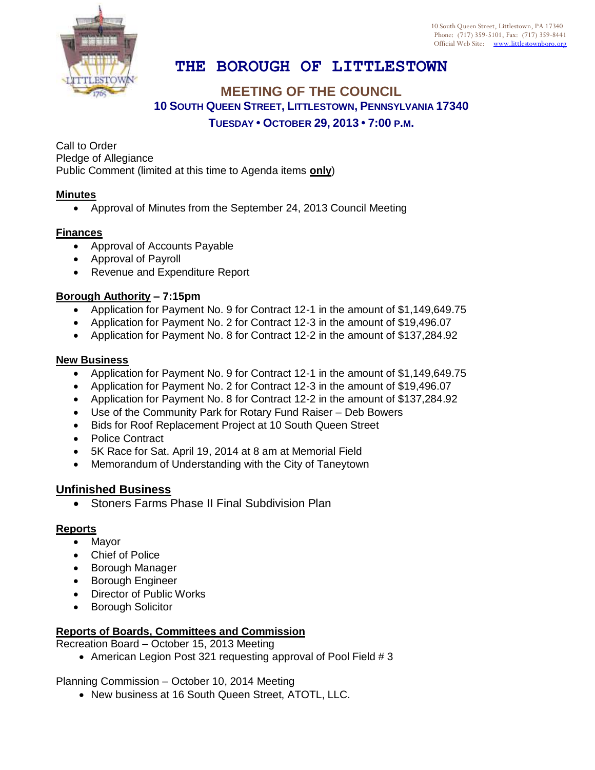10 South Queen Street, Littlestown, PA 17340
Phone: (717) 359-5101, Fax: (717) 359-8441
Official Web Site: www.littlestownboro.org

# THE BOROUGH OF LITTLESTOWN

## MEETING OF THE COUNCIL

### 10 SOUTH QUEEN STREET, LITTLESTOWN, PENNSYLVANIA 17340

### TUESDAY • OCTOBER 29, 2013 • 7:00 P.M.

Call to Order
Pledge of Allegiance
Public Comment (limited at this time to Agenda items **only**)

**Minutes**

- Approval of Minutes from the September 24, 2013 Council Meeting

**Finances**

- Approval of Accounts Payable
- Approval of Payroll
- Revenue and Expenditure Report

**Borough Authority – 7:15pm**

- Application for Payment No. 9 for Contract 12-1 in the amount of $1,149,649.75
- Application for Payment No. 2 for Contract 12-3 in the amount of $19,496.07
- Application for Payment No. 8 for Contract 12-2 in the amount of $137,284.92

**New Business**

- Application for Payment No. 9 for Contract 12-1 in the amount of $1,149,649.75
- Application for Payment No. 2 for Contract 12-3 in the amount of $19,496.07
- Application for Payment No. 8 for Contract 12-2 in the amount of $137,284.92
- Use of the Community Park for Rotary Fund Raiser – Deb Bowers
- Bids for Roof Replacement Project at 10 South Queen Street
- Police Contract
- 5K Race for Sat. April 19, 2014 at 8 am at Memorial Field
- Memorandum of Understanding with the City of Taneytown

**Unfinished Business**

- Stoners Farms Phase II Final Subdivision Plan

**Reports**

- Mayor
- Chief of Police
- Borough Manager
- Borough Engineer
- Director of Public Works
- Borough Solicitor

**Reports of Boards, Committees and Commission**

Recreation Board – October 15, 2013 Meeting

- American Legion Post 321 requesting approval of Pool Field # 3

Planning Commission – October 10, 2014 Meeting

- New business at 16 South Queen Street, ATOTL, LLC.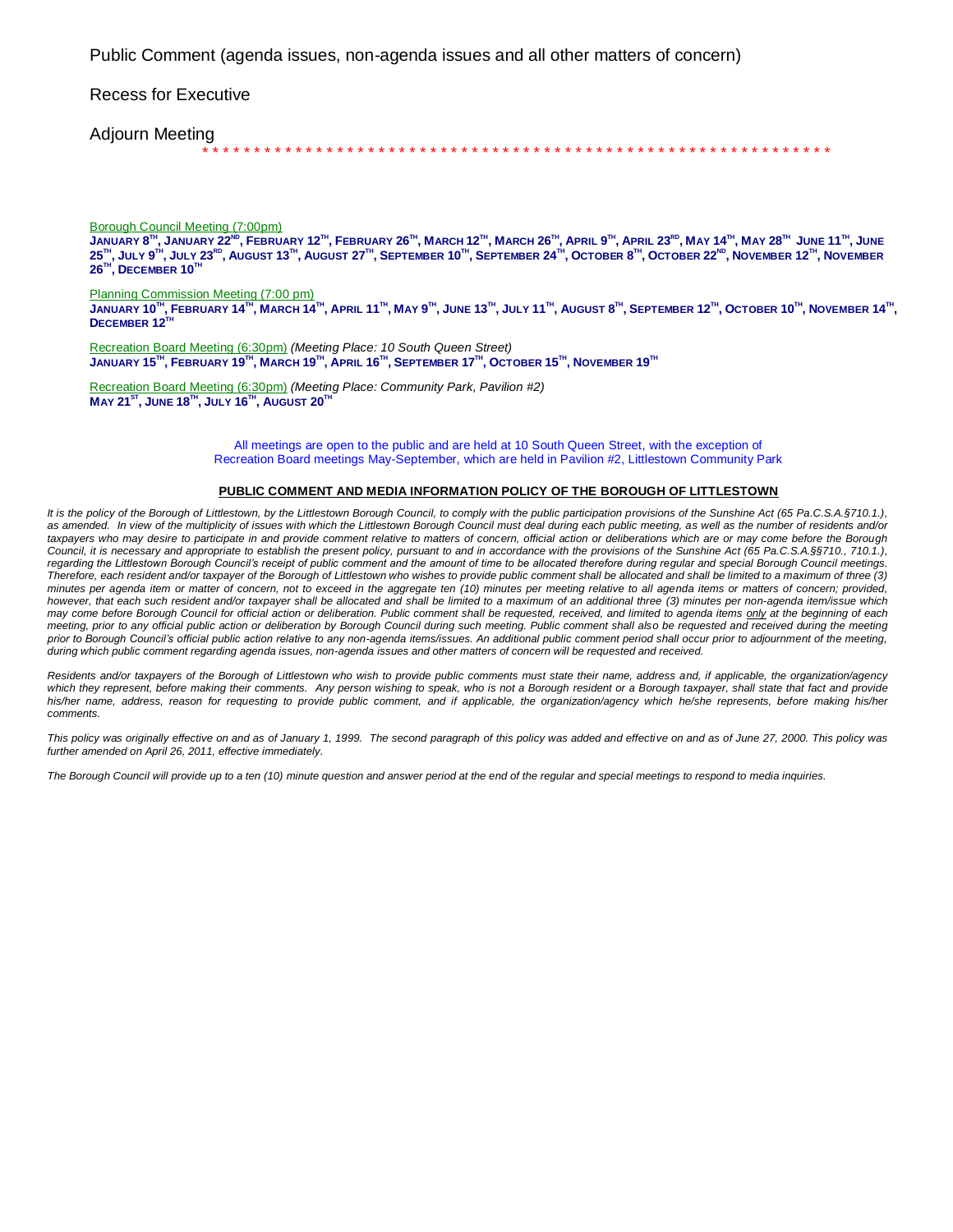Public Comment (agenda issues, non-agenda issues and all other matters of concern)

Recess for Executive

Adjourn Meeting

* * * * * * * * * * * * * * * * * * * * * * * * * * * * * * * * * * * * * * * * * * * * * * * * * * * * * * * * * * * * * * * * *

Borough Council Meeting (7:00pm)
**JANUARY 8TH, JANUARY 22ND, FEBRUARY 12TH, FEBRUARY 26TH, MARCH 12TH, MARCH 26TH, APRIL 9TH, APRIL 23RD, MAY 14TH, MAY 28TH JUNE 11TH, JUNE 25TH, JULY 9TH, JULY 23RD, AUGUST 13TH, AUGUST 27TH, SEPTEMBER 10TH, SEPTEMBER 24TH, OCTOBER 8TH, OCTOBER 22ND, NOVEMBER 12TH, NOVEMBER 26TH, DECEMBER 10TH**

Planning Commission Meeting (7:00 pm)
**JANUARY 10TH, FEBRUARY 14TH, MARCH 14TH, APRIL 11TH, MAY 9TH, JUNE 13TH, JULY 11TH, AUGUST 8TH, SEPTEMBER 12TH, OCTOBER 10TH, NOVEMBER 14TH, DECEMBER 12TH**

Recreation Board Meeting (6:30pm) *(Meeting Place: 10 South Queen Street)*
**JANUARY 15TH, FEBRUARY 19TH, MARCH 19TH, APRIL 16TH, SEPTEMBER 17TH, OCTOBER 15TH, NOVEMBER 19TH**

Recreation Board Meeting (6:30pm) *(Meeting Place: Community Park, Pavilion #2)*
**MAY 21ST, JUNE 18TH, JULY 16TH, AUGUST 20TH**

All meetings are open to the public and are held at 10 South Queen Street, with the exception of Recreation Board meetings May-September, which are held in Pavilion #2, Littlestown Community Park

**PUBLIC COMMENT AND MEDIA INFORMATION POLICY OF THE BOROUGH OF LITTLESTOWN**

*It is the policy of the Borough of Littlestown, by the Littlestown Borough Council, to comply with the public participation provisions of the Sunshine Act (65 Pa.C.S.A.§710.1.), as amended. In view of the multiplicity of issues with which the Littlestown Borough Council must deal during each public meeting, as well as the number of residents and/or taxpayers who may desire to participate in and provide comment relative to matters of concern, official action or deliberations which are or may come before the Borough Council, it is necessary and appropriate to establish the present policy, pursuant to and in accordance with the provisions of the Sunshine Act (65 Pa.C.S.A.§§710., 710.1.), regarding the Littlestown Borough Council's receipt of public comment and the amount of time to be allocated therefore during regular and special Borough Council meetings. Therefore, each resident and/or taxpayer of the Borough of Littlestown who wishes to provide public comment shall be allocated and shall be limited to a maximum of three (3) minutes per agenda item or matter of concern, not to exceed in the aggregate ten (10) minutes per meeting relative to all agenda items or matters of concern; provided, however, that each such resident and/or taxpayer shall be allocated and shall be limited to a maximum of an additional three (3) minutes per non-agenda item/issue which may come before Borough Council for official action or deliberation. Public comment shall be requested, received, and limited to agenda items <u>only</u> at the beginning of each meeting, prior to any official public action or deliberation by Borough Council during such meeting. Public comment shall also be requested and received during the meeting prior to Borough Council's official public action relative to any non-agenda items/issues. An additional public comment period shall occur prior to adjournment of the meeting, during which public comment regarding agenda issues, non-agenda issues and other matters of concern will be requested and received.*

*Residents and/or taxpayers of the Borough of Littlestown who wish to provide public comments must state their name, address and, if applicable, the organization/agency which they represent, before making their comments. Any person wishing to speak, who is not a Borough resident or a Borough taxpayer, shall state that fact and provide his/her name, address, reason for requesting to provide public comment, and if applicable, the organization/agency which he/she represents, before making his/her comments.*

*This policy was originally effective on and as of January 1, 1999. The second paragraph of this policy was added and effective on and as of June 27, 2000. This policy was further amended on April 26, 2011, effective immediately.*

*The Borough Council will provide up to a ten (10) minute question and answer period at the end of the regular and special meetings to respond to media inquiries.*